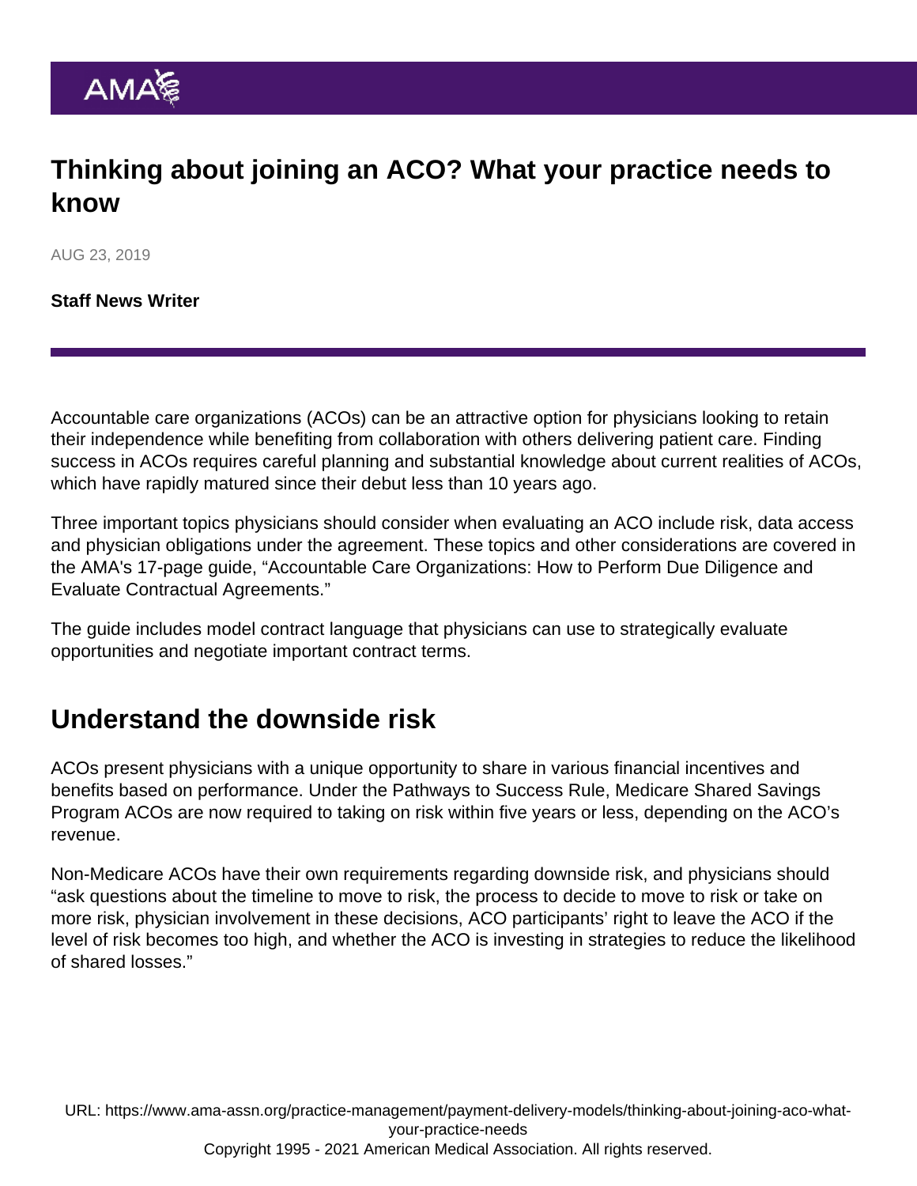# Thinking about joining an ACO? What your practice needs to know

AUG 23, 2019

**Staff News Writer**

Accountable care organizations (ACOs) can be an attractive option for physicians looking to retain their independence while benefiting from collaboration with others delivering patient care. Finding success in ACOs requires careful planning and substantial knowledge about current realities of ACOs, which have rapidly matured since their debut less than 10 years ago.

Three important topics physicians should consider when evaluating an ACO include risk, data access and physician obligations under the agreement. These topics and other considerations are covered in the AMA's 17-page guide, “Accountable Care Organizations: How to Perform Due Diligence and Evaluate Contractual Agreements.”

The guide includes model contract language that physicians can use to strategically evaluate opportunities and negotiate important contract terms.

## Understand the downside risk

ACOs present physicians with a unique opportunity to share in various financial incentives and benefits based on performance. Under the Pathways to Success Rule, Medicare Shared Savings Program ACOs are now required to taking on risk within five years or less, depending on the ACO’s revenue.

Non-Medicare ACOs have their own requirements regarding downside risk, and physicians should “ask questions about the timeline to move to risk, the process to decide to move to risk or take on more risk, physician involvement in these decisions, ACO participants’ right to leave the ACO if the level of risk becomes too high, and whether the ACO is investing in strategies to reduce the likelihood of shared losses.”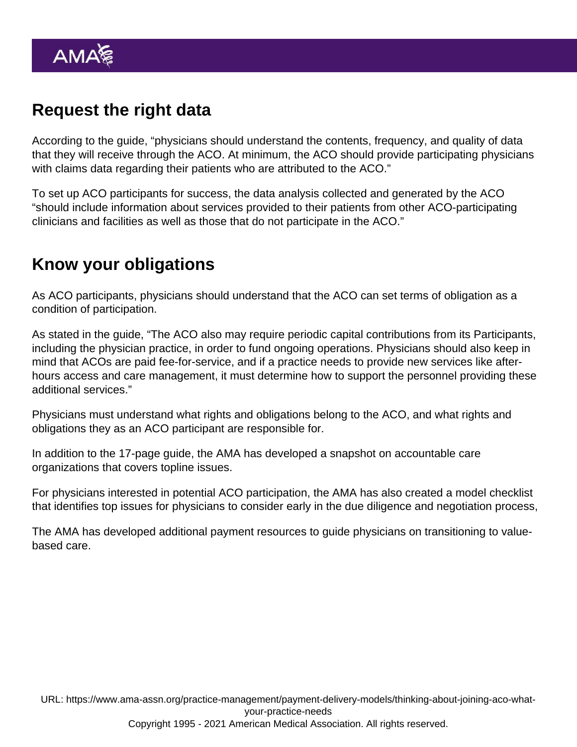## Request the right data

According to the guide, "physicians should understand the contents, frequency, and quality of data that they will receive through the ACO. At minimum, the ACO should provide participating physicians with claims data regarding their patients who are attributed to the ACO."

To set up ACO participants for success, the data analysis collected and generated by the ACO "should include information about services provided to their patients from other ACO-participating clinicians and facilities as well as those that do not participate in the ACO."

## Know your obligations

As ACO participants, physicians should understand that the ACO can set terms of obligation as a condition of participation.

As stated in the guide, "The ACO also may require periodic capital contributions from its Participants, including the physician practice, in order to fund ongoing operations. Physicians should also keep in mind that ACOs are paid fee-for-service, and if a practice needs to provide new services like after-hours access and care management, it must determine how to support the personnel providing these additional services."

Physicians must understand what rights and obligations belong to the ACO, and what rights and obligations they as an ACO participant are responsible for.

In addition to the 17-page guide, the AMA has developed a snapshot on accountable care organizations that covers topline issues.

For physicians interested in potential ACO participation, the AMA has also created a model checklist that identifies top issues for physicians to consider early in the due diligence and negotiation process,

The AMA has developed additional payment resources to guide physicians on transitioning to value-based care.